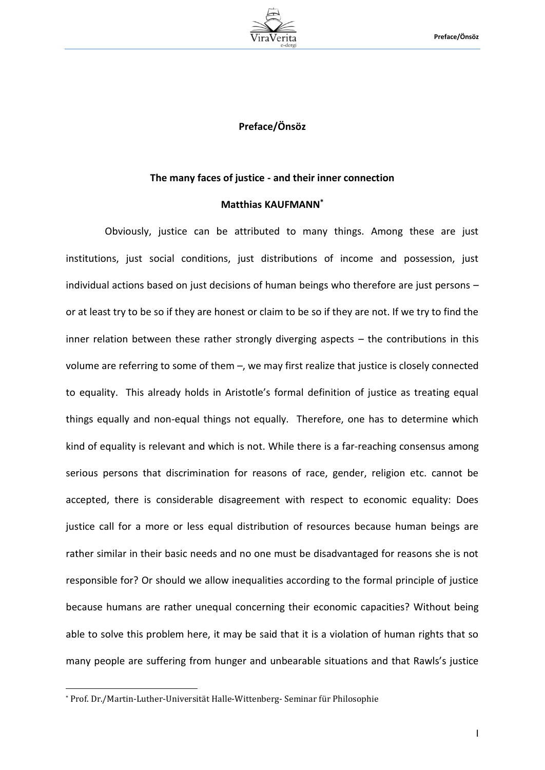# Preface/Önsöz

## The many faces of justice - and their inner connection

**Matthias KAUFMANN***

Obviously, justice can be attributed to many things. Among these are just institutions, just social conditions, just distributions of income and possession, just individual actions based on just decisions of human beings who therefore are just persons – or at least try to be so if they are honest or claim to be so if they are not. If we try to find the inner relation between these rather strongly diverging aspects – the contributions in this volume are referring to some of them –, we may first realize that justice is closely connected to equality. This already holds in Aristotle's formal definition of justice as treating equal things equally and non-equal things not equally. Therefore, one has to determine which kind of equality is relevant and which is not. While there is a far-reaching consensus among serious persons that discrimination for reasons of race, gender, religion etc. cannot be accepted, there is considerable disagreement with respect to economic equality: Does justice call for a more or less equal distribution of resources because human beings are rather similar in their basic needs and no one must be disadvantaged for reasons she is not responsible for? Or should we allow inequalities according to the formal principle of justice because humans are rather unequal concerning their economic capacities? Without being able to solve this problem here, it may be said that it is a violation of human rights that so many people are suffering from hunger and unbearable situations and that Rawls's justice

---

\* Prof. Dr./Martin-Luther-Universität Halle-Wittenberg- Seminar für Philosophie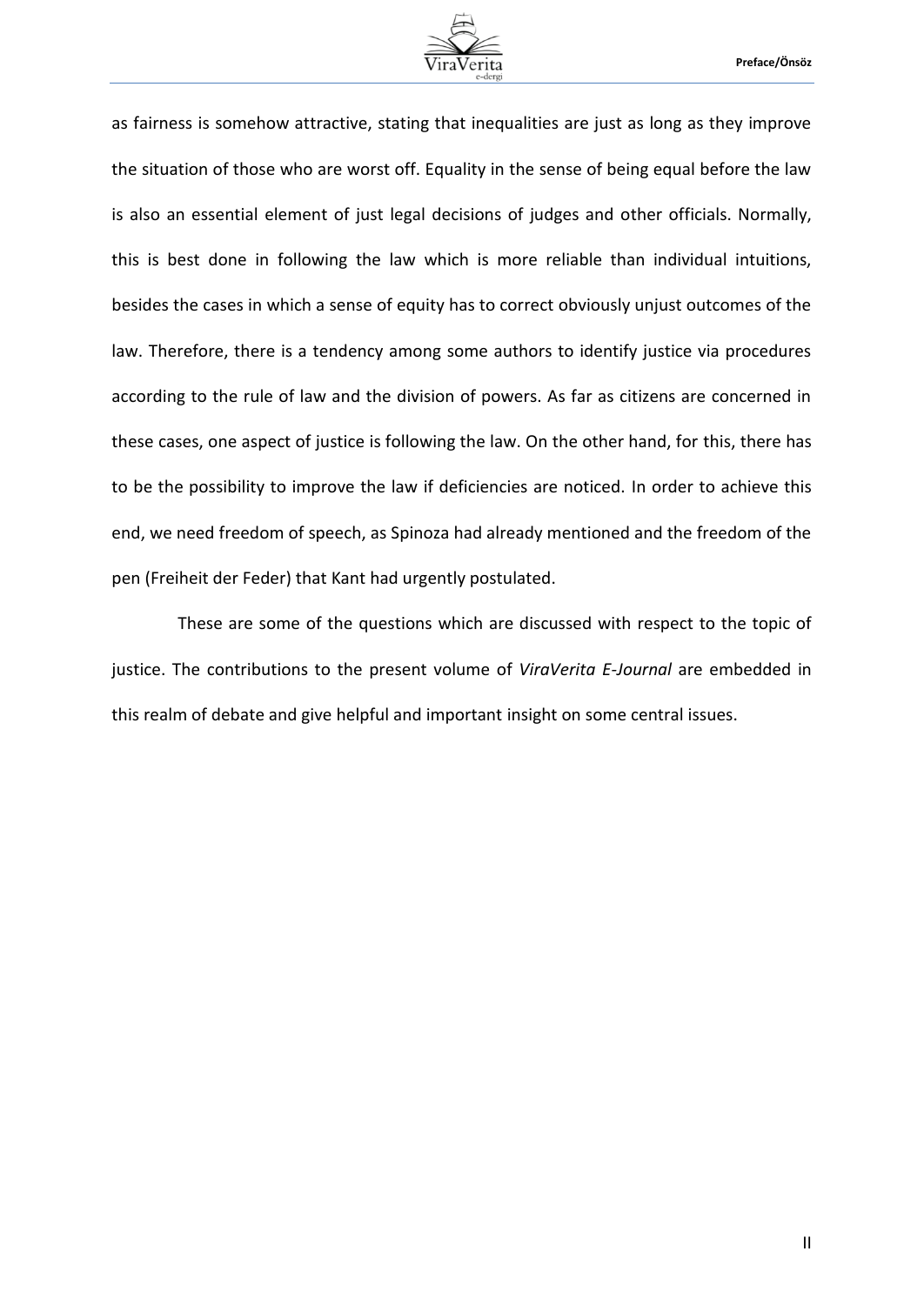as fairness is somehow attractive, stating that inequalities are just as long as they improve the situation of those who are worst off. Equality in the sense of being equal before the law is also an essential element of just legal decisions of judges and other officials. Normally, this is best done in following the law which is more reliable than individual intuitions, besides the cases in which a sense of equity has to correct obviously unjust outcomes of the law. Therefore, there is a tendency among some authors to identify justice via procedures according to the rule of law and the division of powers. As far as citizens are concerned in these cases, one aspect of justice is following the law. On the other hand, for this, there has to be the possibility to improve the law if deficiencies are noticed. In order to achieve this end, we need freedom of speech, as Spinoza had already mentioned and the freedom of the pen (Freiheit der Feder) that Kant had urgently postulated.

These are some of the questions which are discussed with respect to the topic of justice. The contributions to the present volume of *ViraVerita E-Journal* are embedded in this realm of debate and give helpful and important insight on some central issues.